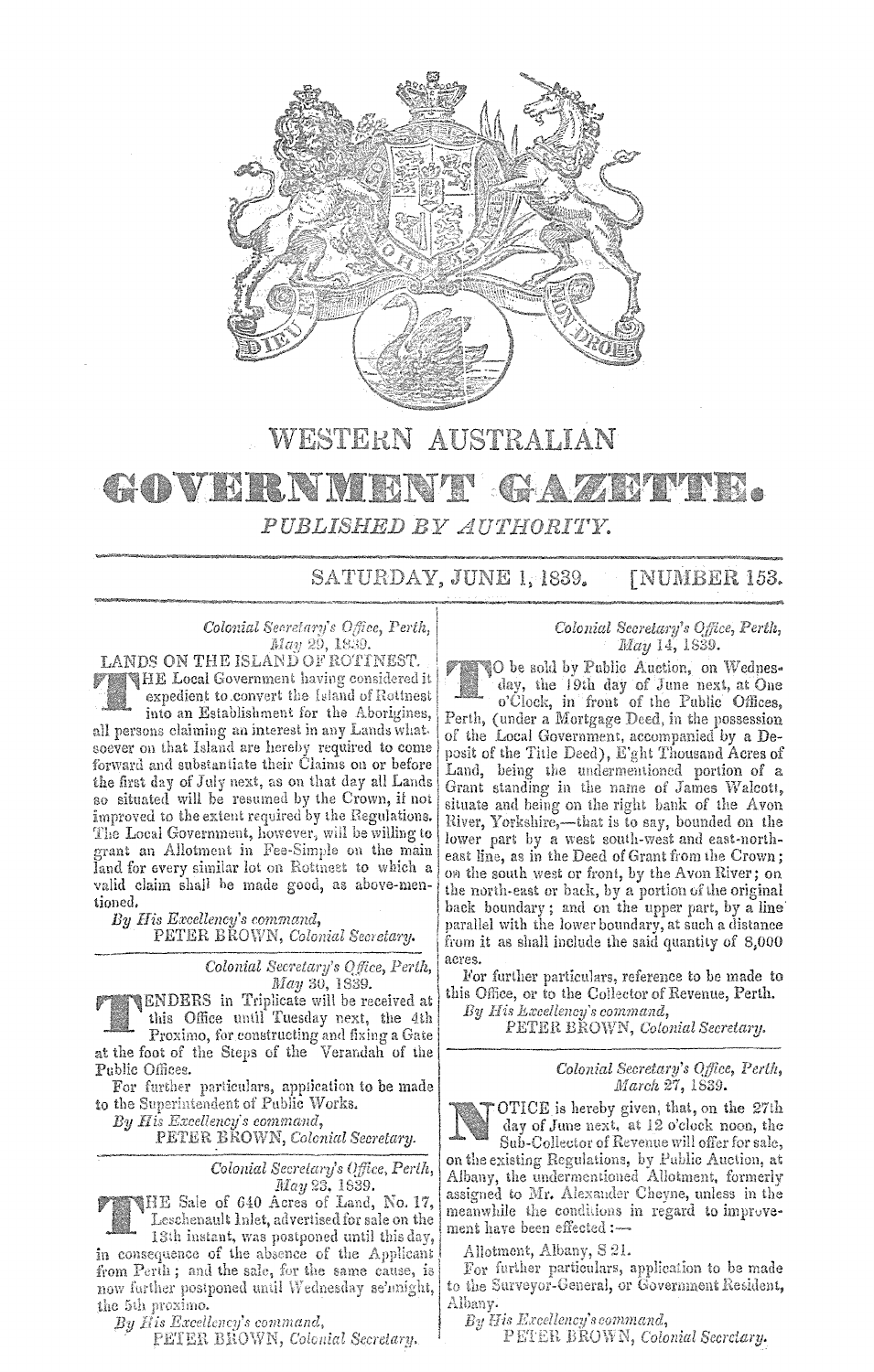# WESTERN AUSTRALIAN

# GOVERNMENT GAZETTE.

*PUBLISHED BY AUTHORITY.*

SATURDAY, JUNE 1, 1839. [NUMBER 153.

---

*Colonial Secretary's Office, Perth,*
*May 29, 1839.*

LANDS ON THE ISLAND OF ROTTNEST.

THE Local Government having considered it expedient to convert the Island of Rottnest into an Establishment for the Aborigines, all persons claiming an interest in any Lands whatsoever on that Island are hereby required to come forward and substantiate their Claims on or before the first day of July next, as on that day all Lands so situated will be resumed by the Crown, if not improved to the extent required by the Regulations. The Local Government, however, will be willing to grant an Allotment in Fee-Simple on the main land for every similar lot on Rottnest to which a valid claim shall be made good, as above-mentioned.

*By His Excellency's command,*
PETER BROWN, *Colonial Secretary.*

---

*Colonial Secretary's Office, Perth,*
*May 30, 1839.*

TENDERS in Triplicate will be received at this Office until Tuesday next, the 4th Proximo, for constructing and fixing a Gate at the foot of the Steps of the Verandah of the Public Offices.

For further particulars, application to be made to the Superintendent of Public Works.

*By His Excellency's command,*
PETER BROWN, *Colonial Secretary.*

---

*Colonial Secretary's Office, Perth,*
*May 23, 1839.*

THE Sale of 640 Acres of Land, No. 17, Leschenault Inlet, advertised for sale on the 13th instant, was postponed until this day, in consequence of the absence of the Applicant from Perth; and the sale, for the same cause, is now further postponed until Wednesday se'nnight, the 5th proximo.

*By His Excellency's command,*
PETER BROWN, *Colonial Secretary.*

---

*Colonial Secretary's Office, Perth,*
*May 14, 1839.*

TO be sold by Public Auction, on Wednesday, the 19th day of June next, at One o'Clock, in front of the Public Offices, Perth, (under a Mortgage Deed, in the possession of the Local Government, accompanied by a Deposit of the Title Deed), Eight Thousand Acres of Land, being the undermentioned portion of a Grant standing in the name of James Walcott, situate and being on the right bank of the Avon River, Yorkshire,—that is to say, bounded on the lower part by a west south-west and east-north-east line, as in the Deed of Grant from the Crown; on the south west or front, by the Avon River; on the north-east or back, by a portion of the original back boundary; and on the upper part, by a line parallel with the lower boundary, at such a distance from it as shall include the said quantity of 8,000 acres.

For further particulars, reference to be made to this Office, or to the Collector of Revenue, Perth.

*By His Excellency's command,*
PETER BROWN, *Colonial Secretary.*

---

*Colonial Secretary's Office, Perth,*
*March 27, 1839.*

NOTICE is hereby given, that, on the 27th day of June next, at 12 o'clock noon, the Sub-Collector of Revenue will offer for sale, on the existing Regulations, by Public Auction, at Albany, the undermentioned Allotment, formerly assigned to Mr. Alexander Cheyne, unless in the meanwhile the conditions in regard to improvement have been effected:—

Allotment, Albany, S 21.

For further particulars, application to be made to the Surveyor-General, or Government Resident, Albany.

*By His Excellency's command,*
PETER BROWN, *Colonial Secretary.*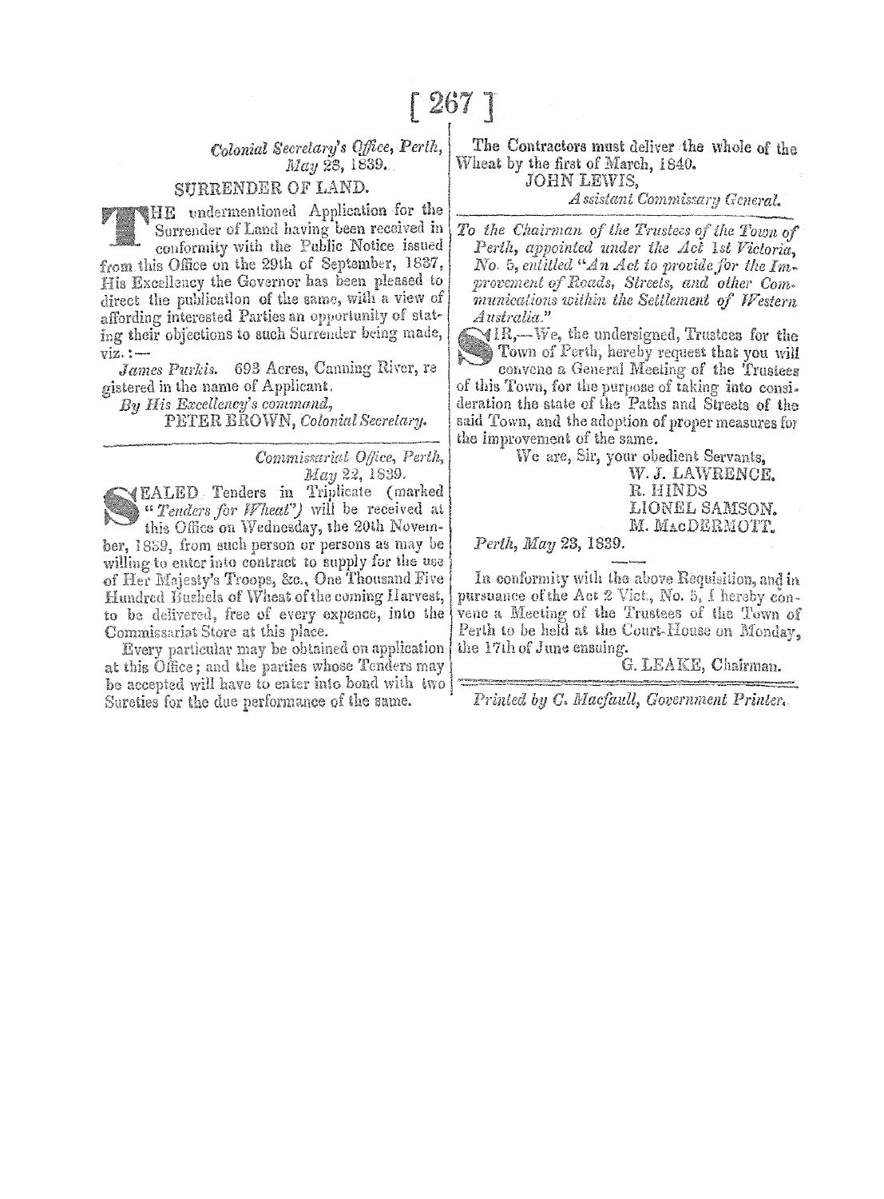*Colonial Secretary's Office, Perth,*
*May 28, 1839.*

## SURRENDER OF LAND.

THE undermentioned Application for the Surrender of Land having been received in conformity with the Public Notice issued from this Office on the 29th of September, 1837, His Excellency the Governor has been pleased to direct the publication of the same, with a view of affording interested Parties an opportunity of stating their objections to such Surrender being made, viz.:—

*James Purkis.* 693 Acres, Canning River, registered in the name of Applicant.

*By His Excellency's command,*
PETER BROWN, *Colonial Secretary.*

---

*Commissariat Office, Perth,*
*May 22, 1839.*

SEALED Tenders in Triplicate (marked "*Tenders for Wheat*") will be received at this Office on Wednesday, the 20th November, 1839, from such person or persons as may be willing to enter into contract to supply for the use of Her Majesty's Troops, &c., One Thousand Five Hundred Bushels of Wheat of the coming Harvest, to be delivered, free of every expence, into the Commissariat Store at this place.

Every particular may be obtained on application at this Office; and the parties whose Tenders may be accepted will have to enter into bond with two Sureties for the due performance of the same.

The Contractors must deliver the whole of the Wheat by the first of March, 1840.

JOHN LEWIS,
*Assistant Commissary General.*

---

*To the Chairman of the Trustees of the Town of Perth, appointed under the Act 1st Victoria, No. 5, entitled "An Act to provide for the Improvement of Roads, Streets, and other Communications within the Settlement of Western Australia."*

SIR,—We, the undersigned, Trustees for the Town of Perth, hereby request that you will convene a General Meeting of the Trustees of this Town, for the purpose of taking into consideration the state of the Paths and Streets of the said Town, and the adoption of proper measures for the improvement of the same.

We are, Sir, your obedient Servants,
W. J. LAWRENCE.
R. HINDS
LIONEL SAMSON.
M. MACDERMOTT.

*Perth, May 23, 1839.*

In conformity with the above Requisition, and in pursuance of the Act 2 Vict., No. 5, I hereby convene a Meeting of the Trustees of the Town of Perth to be held at the Court-House on Monday, the 17th of June ensuing.

G. LEAKE, Chairman.

---

*Printed by C. Macfaull, Government Printer.*